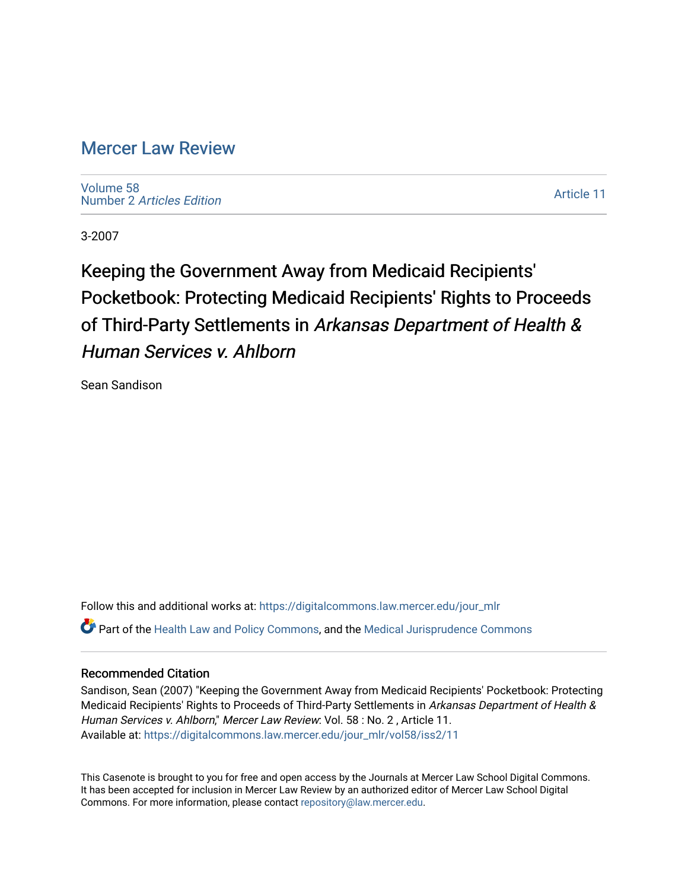# Mercer Law Review

Volume 58
Number 2 *Articles Edition*

Article 11

3-2007

# Keeping the Government Away from Medicaid Recipients' Pocketbook: Protecting Medicaid Recipients' Rights to Proceeds of Third-Party Settlements in *Arkansas Department of Health & Human Services v. Ahlborn*

Sean Sandison

Follow this and additional works at: https://digitalcommons.law.mercer.edu/jour_mlr

Part of the Health Law and Policy Commons, and the Medical Jurisprudence Commons

## Recommended Citation

Sandison, Sean (2007) "Keeping the Government Away from Medicaid Recipients' Pocketbook: Protecting Medicaid Recipients' Rights to Proceeds of Third-Party Settlements in *Arkansas Department of Health & Human Services v. Ahlborn*," *Mercer Law Review*: Vol. 58 : No. 2 , Article 11.
Available at: https://digitalcommons.law.mercer.edu/jour_mlr/vol58/iss2/11

This Casenote is brought to you for free and open access by the Journals at Mercer Law School Digital Commons. It has been accepted for inclusion in Mercer Law Review by an authorized editor of Mercer Law School Digital Commons. For more information, please contact repository@law.mercer.edu.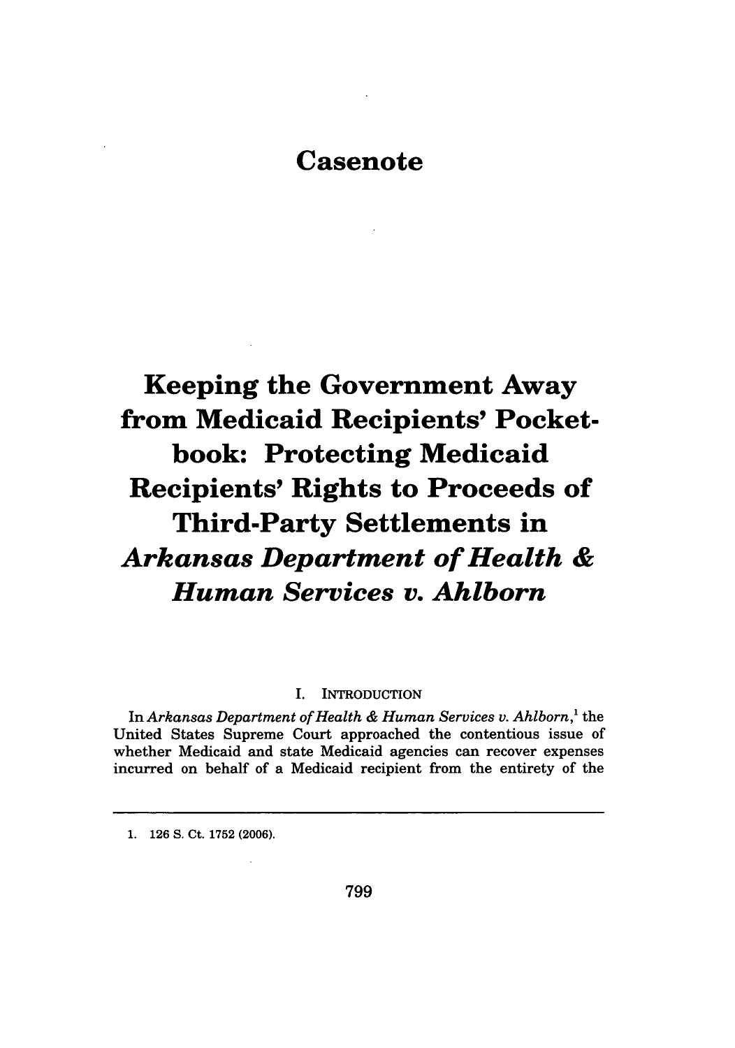# Casenote

# Keeping the Government Away from Medicaid Recipients' Pocket-book: Protecting Medicaid Recipients' Rights to Proceeds of Third-Party Settlements in *Arkansas Department of Health & Human Services v. Ahlborn*

## I. INTRODUCTION

In *Arkansas Department of Health & Human Services v. Ahlborn*,[1] the United States Supreme Court approached the contentious issue of whether Medicaid and state Medicaid agencies can recover expenses incurred on behalf of a Medicaid recipient from the entirety of the

---

1. 126 S. Ct. 1752 (2006).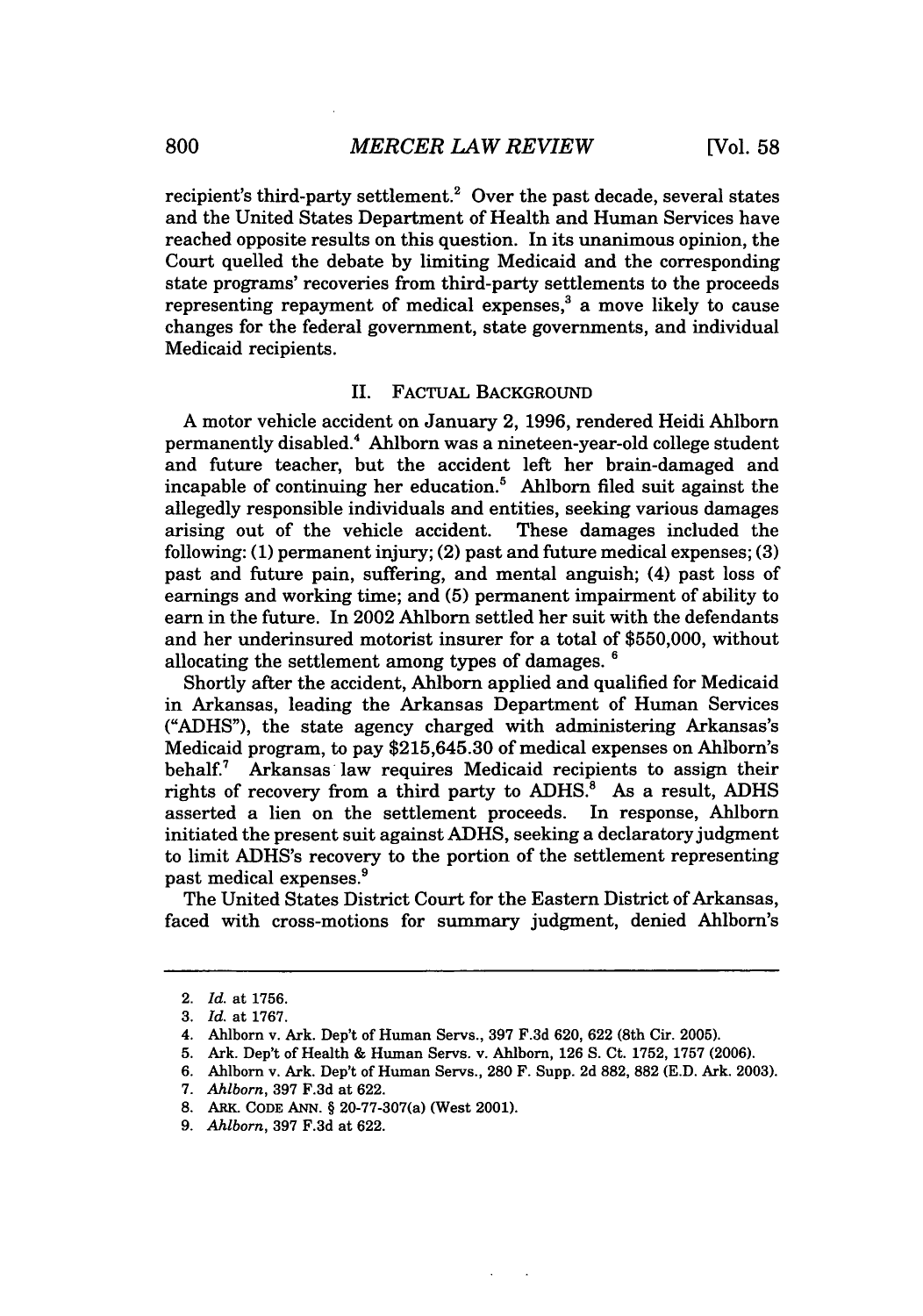recipient's third-party settlement.[2] Over the past decade, several states and the United States Department of Health and Human Services have reached opposite results on this question. In its unanimous opinion, the Court quelled the debate by limiting Medicaid and the corresponding state programs' recoveries from third-party settlements to the proceeds representing repayment of medical expenses,[3] a move likely to cause changes for the federal government, state governments, and individual Medicaid recipients.

## II. FACTUAL BACKGROUND

A motor vehicle accident on January 2, 1996, rendered Heidi Ahlborn permanently disabled.[4] Ahlborn was a nineteen-year-old college student and future teacher, but the accident left her brain-damaged and incapable of continuing her education.[5] Ahlborn filed suit against the allegedly responsible individuals and entities, seeking various damages arising out of the vehicle accident. These damages included the following: (1) permanent injury; (2) past and future medical expenses; (3) past and future pain, suffering, and mental anguish; (4) past loss of earnings and working time; and (5) permanent impairment of ability to earn in the future. In 2002 Ahlborn settled her suit with the defendants and her underinsured motorist insurer for a total of $550,000, without allocating the settlement among types of damages.[6]

Shortly after the accident, Ahlborn applied and qualified for Medicaid in Arkansas, leading the Arkansas Department of Human Services ("ADHS"), the state agency charged with administering Arkansas's Medicaid program, to pay $215,645.30 of medical expenses on Ahlborn's behalf.[7] Arkansas law requires Medicaid recipients to assign their rights of recovery from a third party to ADHS.[8] As a result, ADHS asserted a lien on the settlement proceeds. In response, Ahlborn initiated the present suit against ADHS, seeking a declaratory judgment to limit ADHS's recovery to the portion of the settlement representing past medical expenses.[9]

The United States District Court for the Eastern District of Arkansas, faced with cross-motions for summary judgment, denied Ahlborn's

---

2. *Id.* at 1756.
3. *Id.* at 1767.
4. Ahlborn v. Ark. Dep't of Human Servs., 397 F.3d 620, 622 (8th Cir. 2005).
5. Ark. Dep't of Health & Human Servs. v. Ahlborn, 126 S. Ct. 1752, 1757 (2006).
6. Ahlborn v. Ark. Dep't of Human Servs., 280 F. Supp. 2d 882, 882 (E.D. Ark. 2003).
7. *Ahlborn*, 397 F.3d at 622.
8. ARK. CODE ANN. § 20-77-307(a) (West 2001).
9. *Ahlborn*, 397 F.3d at 622.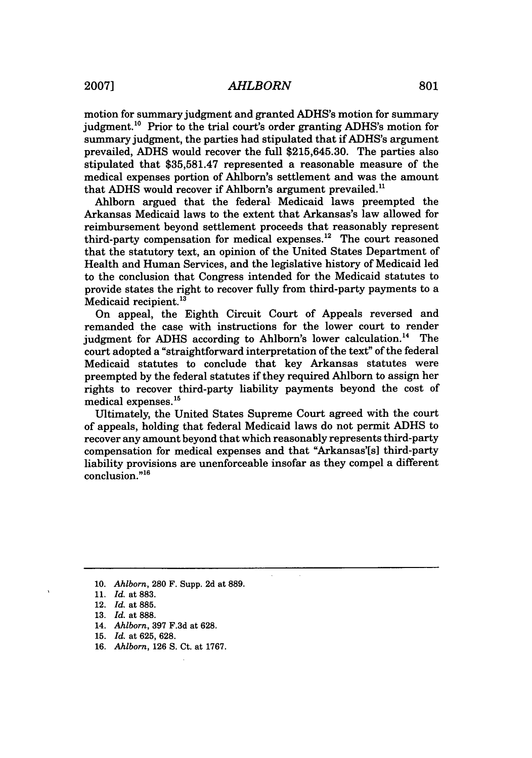motion for summary judgment and granted ADHS's motion for summary judgment.[10] Prior to the trial court's order granting ADHS's motion for summary judgment, the parties had stipulated that if ADHS's argument prevailed, ADHS would recover the full $215,645.30. The parties also stipulated that $35,581.47 represented a reasonable measure of the medical expenses portion of Ahlborn's settlement and was the amount that ADHS would recover if Ahlborn's argument prevailed.[11]

Ahlborn argued that the federal Medicaid laws preempted the Arkansas Medicaid laws to the extent that Arkansas's law allowed for reimbursement beyond settlement proceeds that reasonably represent third-party compensation for medical expenses.[12] The court reasoned that the statutory text, an opinion of the United States Department of Health and Human Services, and the legislative history of Medicaid led to the conclusion that Congress intended for the Medicaid statutes to provide states the right to recover fully from third-party payments to a Medicaid recipient.[13]

On appeal, the Eighth Circuit Court of Appeals reversed and remanded the case with instructions for the lower court to render judgment for ADHS according to Ahlborn's lower calculation.[14] The court adopted a "straightforward interpretation of the text" of the federal Medicaid statutes to conclude that key Arkansas statutes were preempted by the federal statutes if they required Ahlborn to assign her rights to recover third-party liability payments beyond the cost of medical expenses.[15]

Ultimately, the United States Supreme Court agreed with the court of appeals, holding that federal Medicaid laws do not permit ADHS to recover any amount beyond that which reasonably represents third-party compensation for medical expenses and that "Arkansas'[s] third-party liability provisions are unenforceable insofar as they compel a different conclusion."[16]

---

10. *Ahlborn*, 280 F. Supp. 2d at 889.
11. *Id.* at 883.
12. *Id.* at 885.
13. *Id.* at 888.
14. *Ahlborn*, 397 F.3d at 628.
15. *Id.* at 625, 628.
16. *Ahlborn*, 126 S. Ct. at 1767.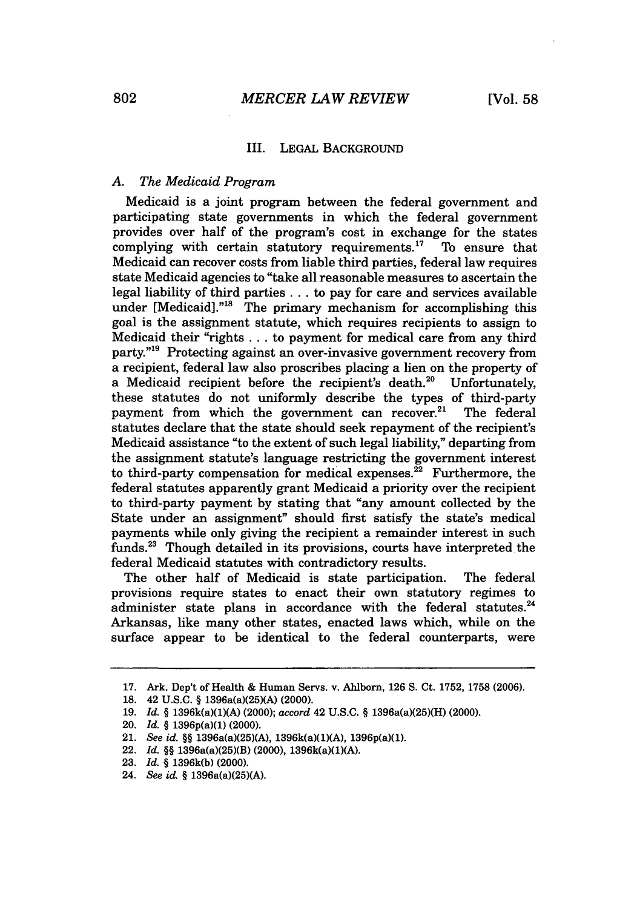## III. LEGAL BACKGROUND

### *A. The Medicaid Program*

Medicaid is a joint program between the federal government and participating state governments in which the federal government provides over half of the program's cost in exchange for the states complying with certain statutory requirements.[17] To ensure that Medicaid can recover costs from liable third parties, federal law requires state Medicaid agencies to "take all reasonable measures to ascertain the legal liability of third parties . . . to pay for care and services available under [Medicaid]."[18] The primary mechanism for accomplishing this goal is the assignment statute, which requires recipients to assign to Medicaid their "rights . . . to payment for medical care from any third party."[19] Protecting against an over-invasive government recovery from a recipient, federal law also proscribes placing a lien on the property of a Medicaid recipient before the recipient's death.[20] Unfortunately, these statutes do not uniformly describe the types of third-party payment from which the government can recover.[21] The federal statutes declare that the state should seek repayment of the recipient's Medicaid assistance "to the extent of such legal liability," departing from the assignment statute's language restricting the government interest to third-party compensation for medical expenses.[22] Furthermore, the federal statutes apparently grant Medicaid a priority over the recipient to third-party payment by stating that "any amount collected by the State under an assignment" should first satisfy the state's medical payments while only giving the recipient a remainder interest in such funds.[23] Though detailed in its provisions, courts have interpreted the federal Medicaid statutes with contradictory results.

The other half of Medicaid is state participation. The federal provisions require states to enact their own statutory regimes to administer state plans in accordance with the federal statutes.[24] Arkansas, like many other states, enacted laws which, while on the surface appear to be identical to the federal counterparts, were

---

17. Ark. Dep't of Health & Human Servs. v. Ahlborn, 126 S. Ct. 1752, 1758 (2006).
18. 42 U.S.C. § 1396a(a)(25)(A) (2000).
19. *Id.* § 1396k(a)(1)(A) (2000); *accord* 42 U.S.C. § 1396a(a)(25)(H) (2000).
20. *Id.* § 1396p(a)(1) (2000).
21. *See id.* §§ 1396a(a)(25)(A), 1396k(a)(1)(A), 1396p(a)(1).
22. *Id.* §§ 1396a(a)(25)(B) (2000), 1396k(a)(1)(A).
23. *Id.* § 1396k(b) (2000).
24. *See id.* § 1396a(a)(25)(A).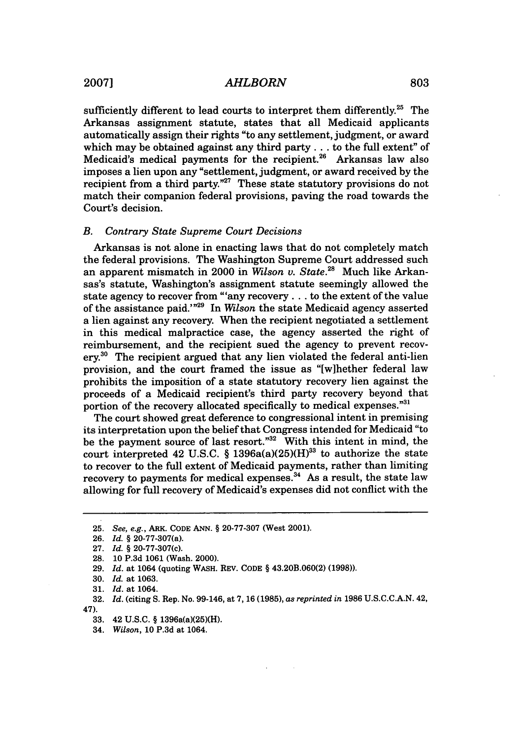sufficiently different to lead courts to interpret them differently.[25] The Arkansas assignment statute, states that all Medicaid applicants automatically assign their rights "to any settlement, judgment, or award which may be obtained against any third party . . . to the full extent" of Medicaid's medical payments for the recipient.[26] Arkansas law also imposes a lien upon any "settlement, judgment, or award received by the recipient from a third party."[27] These state statutory provisions do not match their companion federal provisions, paving the road towards the Court's decision.

### *B. Contrary State Supreme Court Decisions*

Arkansas is not alone in enacting laws that do not completely match the federal provisions. The Washington Supreme Court addressed such an apparent mismatch in 2000 in *Wilson v. State*.[28] Much like Arkansas's statute, Washington's assignment statute seemingly allowed the state agency to recover from "'any recovery . . . to the extent of the value of the assistance paid.'"[29] In *Wilson* the state Medicaid agency asserted a lien against any recovery. When the recipient negotiated a settlement in this medical malpractice case, the agency asserted the right of reimbursement, and the recipient sued the agency to prevent recovery.[30] The recipient argued that any lien violated the federal anti-lien provision, and the court framed the issue as "[w]hether federal law prohibits the imposition of a state statutory recovery lien against the proceeds of a Medicaid recipient's third party recovery beyond that portion of the recovery allocated specifically to medical expenses."[31]

The court showed great deference to congressional intent in premising its interpretation upon the belief that Congress intended for Medicaid "to be the payment source of last resort."[32] With this intent in mind, the court interpreted 42 U.S.C. § 1396a(a)(25)(H)[33] to authorize the state to recover to the full extent of Medicaid payments, rather than limiting recovery to payments for medical expenses.[34] As a result, the state law allowing for full recovery of Medicaid's expenses did not conflict with the

---

25. *See, e.g.*, ARK. CODE ANN. § 20-77-307 (West 2001).
26. *Id.* § 20-77-307(a).
27. *Id.* § 20-77-307(c).
28. 10 P.3d 1061 (Wash. 2000).
29. *Id.* at 1064 (quoting WASH. REV. CODE § 43.20B.060(2) (1998)).
30. *Id.* at 1063.
31. *Id.* at 1064.
32. *Id.* (citing S. Rep. No. 99-146, at 7, 16 (1985), *as reprinted in* 1986 U.S.C.C.A.N. 42, 47).
33. 42 U.S.C. § 1396a(a)(25)(H).
34. *Wilson*, 10 P.3d at 1064.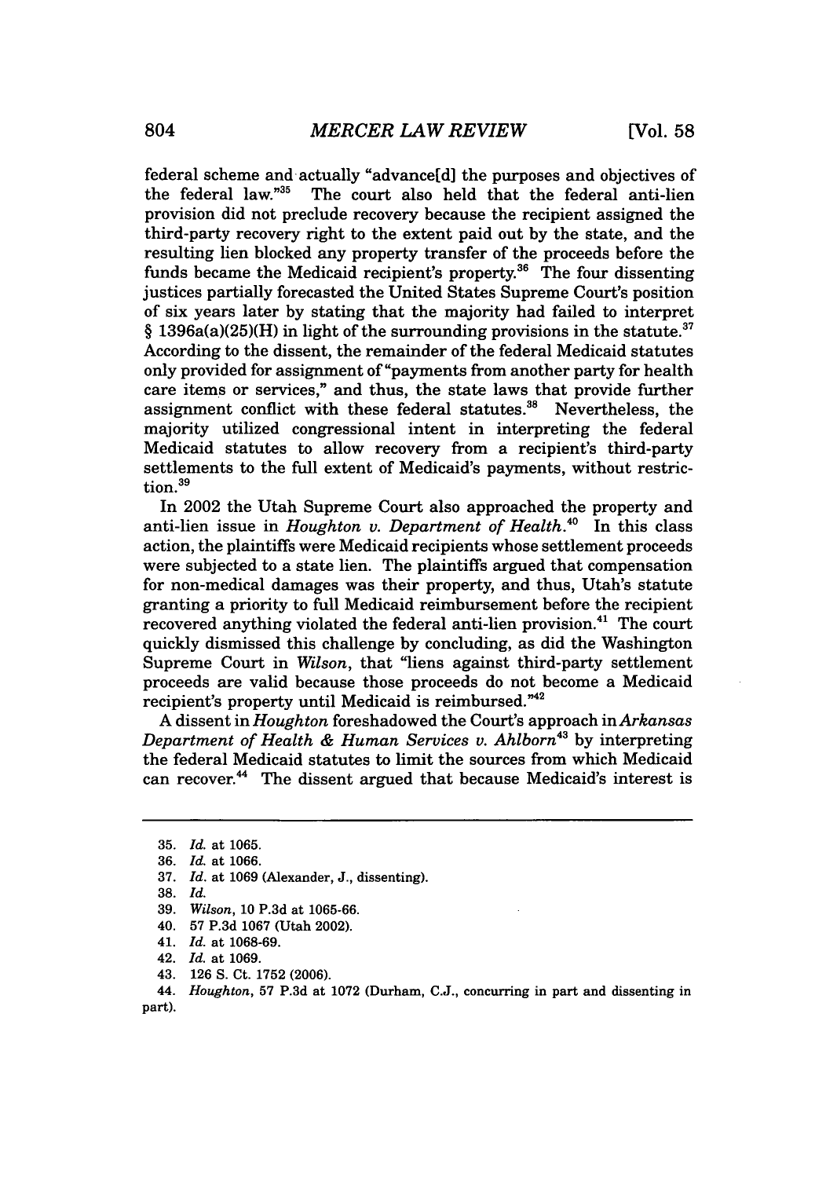federal scheme and actually "advance[d] the purposes and objectives of the federal law."[35] The court also held that the federal anti-lien provision did not preclude recovery because the recipient assigned the third-party recovery right to the extent paid out by the state, and the resulting lien blocked any property transfer of the proceeds before the funds became the Medicaid recipient's property.[36] The four dissenting justices partially forecasted the United States Supreme Court's position of six years later by stating that the majority had failed to interpret § 1396a(a)(25)(H) in light of the surrounding provisions in the statute.[37] According to the dissent, the remainder of the federal Medicaid statutes only provided for assignment of "payments from another party for health care items or services," and thus, the state laws that provide further assignment conflict with these federal statutes.[38] Nevertheless, the majority utilized congressional intent in interpreting the federal Medicaid statutes to allow recovery from a recipient's third-party settlements to the full extent of Medicaid's payments, without restriction.[39]

In 2002 the Utah Supreme Court also approached the property and anti-lien issue in *Houghton v. Department of Health*.[40] In this class action, the plaintiffs were Medicaid recipients whose settlement proceeds were subjected to a state lien. The plaintiffs argued that compensation for non-medical damages was their property, and thus, Utah's statute granting a priority to full Medicaid reimbursement before the recipient recovered anything violated the federal anti-lien provision.[41] The court quickly dismissed this challenge by concluding, as did the Washington Supreme Court in *Wilson*, that "liens against third-party settlement proceeds are valid because those proceeds do not become a Medicaid recipient's property until Medicaid is reimbursed."[42]

A dissent in *Houghton* foreshadowed the Court's approach in *Arkansas Department of Health & Human Services v. Ahlborn*[43] by interpreting the federal Medicaid statutes to limit the sources from which Medicaid can recover.[44] The dissent argued that because Medicaid's interest is

---

35. *Id.* at 1065.

36. *Id.* at 1066.

37. *Id.* at 1069 (Alexander, J., dissenting).

38. *Id.*

39. *Wilson*, 10 P.3d at 1065-66.

40. 57 P.3d 1067 (Utah 2002).

41. *Id.* at 1068-69.

42. *Id.* at 1069.

43. 126 S. Ct. 1752 (2006).

44. *Houghton*, 57 P.3d at 1072 (Durham, C.J., concurring in part and dissenting in part).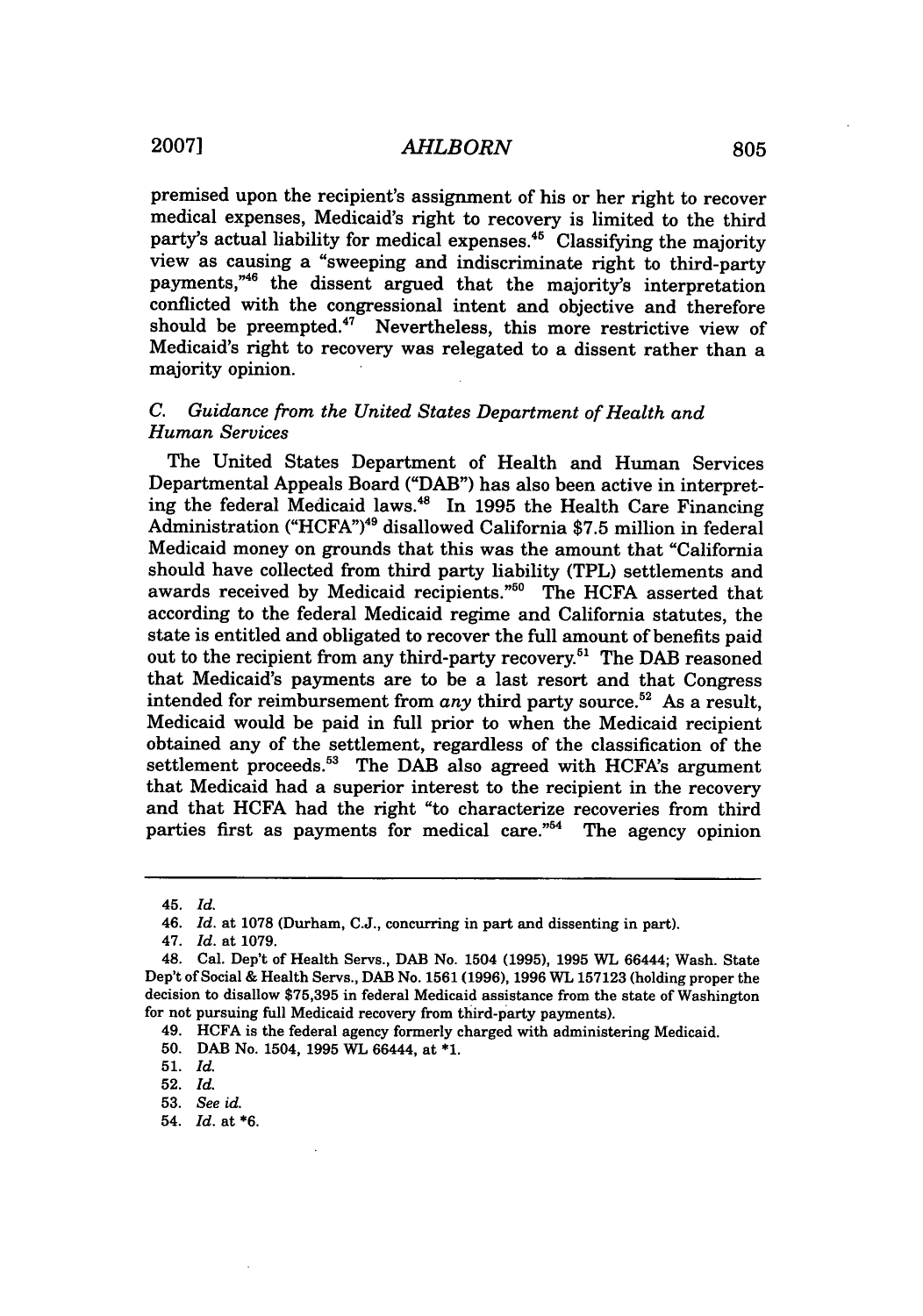premised upon the recipient's assignment of his or her right to recover medical expenses, Medicaid's right to recovery is limited to the third party's actual liability for medical expenses.[45] Classifying the majority view as causing a "sweeping and indiscriminate right to third-party payments,"[46] the dissent argued that the majority's interpretation conflicted with the congressional intent and objective and therefore should be preempted.[47] Nevertheless, this more restrictive view of Medicaid's right to recovery was relegated to a dissent rather than a majority opinion.

### C. *Guidance from the United States Department of Health and Human Services*

The United States Department of Health and Human Services Departmental Appeals Board ("DAB") has also been active in interpreting the federal Medicaid laws.[48] In 1995 the Health Care Financing Administration ("HCFA")[49] disallowed California $7.5 million in federal Medicaid money on grounds that this was the amount that "California should have collected from third party liability (TPL) settlements and awards received by Medicaid recipients."[50] The HCFA asserted that according to the federal Medicaid regime and California statutes, the state is entitled and obligated to recover the full amount of benefits paid out to the recipient from any third-party recovery.[51] The DAB reasoned that Medicaid's payments are to be a last resort and that Congress intended for reimbursement from *any* third party source.[52] As a result, Medicaid would be paid in full prior to when the Medicaid recipient obtained any of the settlement, regardless of the classification of the settlement proceeds.[53] The DAB also agreed with HCFA's argument that Medicaid had a superior interest to the recipient in the recovery and that HCFA had the right "to characterize recoveries from third parties first as payments for medical care."[54] The agency opinion

---

45. *Id.*

46. *Id.* at 1078 (Durham, C.J., concurring in part and dissenting in part).

47. *Id.* at 1079.

48. Cal. Dep't of Health Servs., DAB No. 1504 (1995), 1995 WL 66444; Wash. State Dep't of Social & Health Servs., DAB No. 1561 (1996), 1996 WL 157123 (holding proper the decision to disallow $75,395 in federal Medicaid assistance from the state of Washington for not pursuing full Medicaid recovery from third-party payments).

49. HCFA is the federal agency formerly charged with administering Medicaid.

50. DAB No. 1504, 1995 WL 66444, at *1.

51. *Id.*

52. *Id.*

53. *See id.*

54. *Id.* at *6.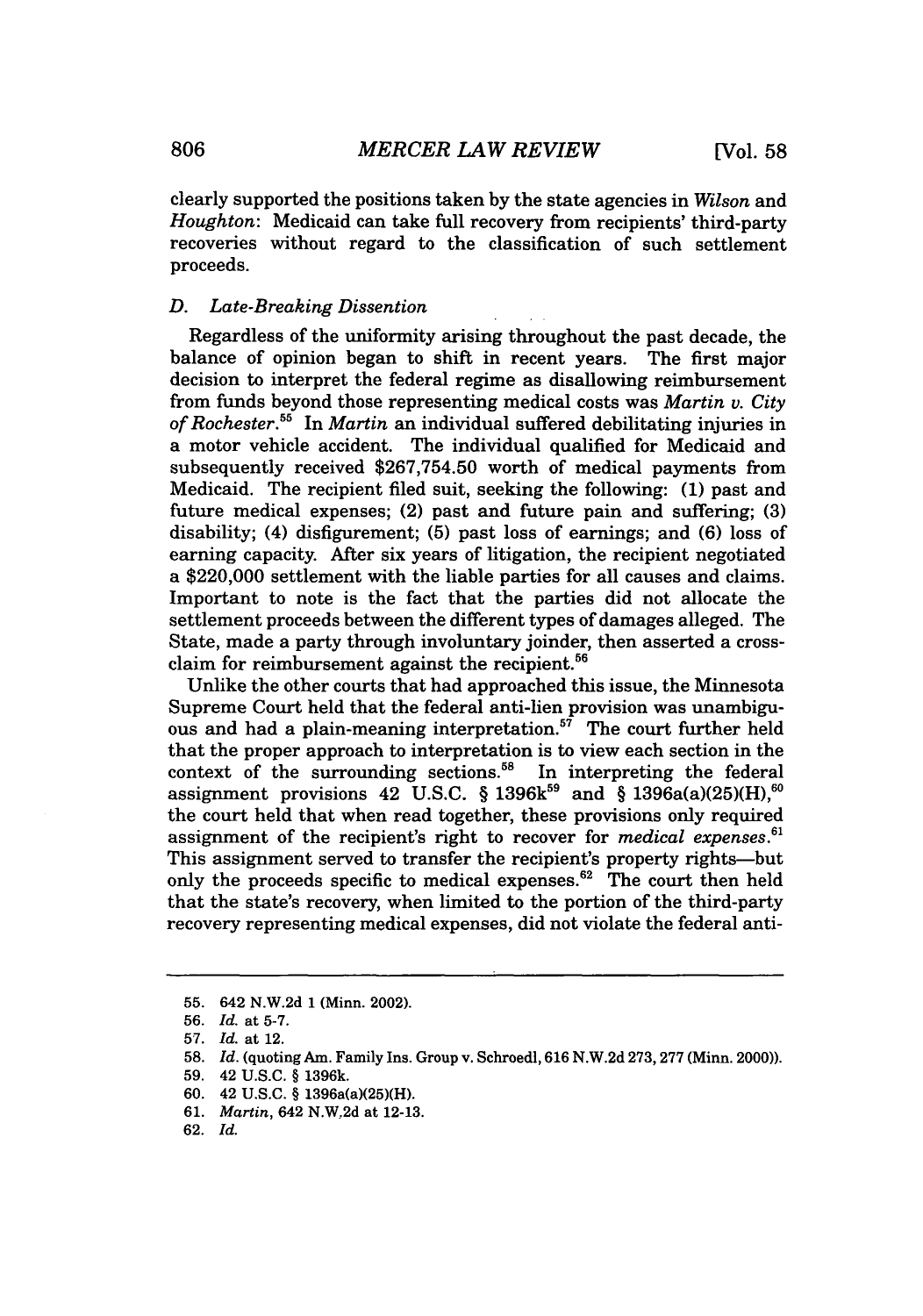clearly supported the positions taken by the state agencies in *Wilson* and *Houghton*: Medicaid can take full recovery from recipients' third-party recoveries without regard to the classification of such settlement proceeds.

### *D. Late-Breaking Dissention*

Regardless of the uniformity arising throughout the past decade, the balance of opinion began to shift in recent years. The first major decision to interpret the federal regime as disallowing reimbursement from funds beyond those representing medical costs was *Martin v. City of Rochester*.[55] In *Martin* an individual suffered debilitating injuries in a motor vehicle accident. The individual qualified for Medicaid and subsequently received $267,754.50 worth of medical payments from Medicaid. The recipient filed suit, seeking the following: (1) past and future medical expenses; (2) past and future pain and suffering; (3) disability; (4) disfigurement; (5) past loss of earnings; and (6) loss of earning capacity. After six years of litigation, the recipient negotiated a $220,000 settlement with the liable parties for all causes and claims. Important to note is the fact that the parties did not allocate the settlement proceeds between the different types of damages alleged. The State, made a party through involuntary joinder, then asserted a cross-claim for reimbursement against the recipient.[56]

Unlike the other courts that had approached this issue, the Minnesota Supreme Court held that the federal anti-lien provision was unambiguous and had a plain-meaning interpretation.[57] The court further held that the proper approach to interpretation is to view each section in the context of the surrounding sections.[58] In interpreting the federal assignment provisions 42 U.S.C. § 1396k[59] and § 1396a(a)(25)(H),[60] the court held that when read together, these provisions only required assignment of the recipient's right to recover for *medical expenses*.[61] This assignment served to transfer the recipient's property rights—but only the proceeds specific to medical expenses.[62] The court then held that the state's recovery, when limited to the portion of the third-party recovery representing medical expenses, did not violate the federal anti-

---

55. 642 N.W.2d 1 (Minn. 2002).
56. *Id.* at 5-7.
57. *Id.* at 12.
58. *Id.* (quoting Am. Family Ins. Group v. Schroedl, 616 N.W.2d 273, 277 (Minn. 2000)).
59. 42 U.S.C. § 1396k.
60. 42 U.S.C. § 1396a(a)(25)(H).
61. *Martin*, 642 N.W.2d at 12-13.
62. *Id.*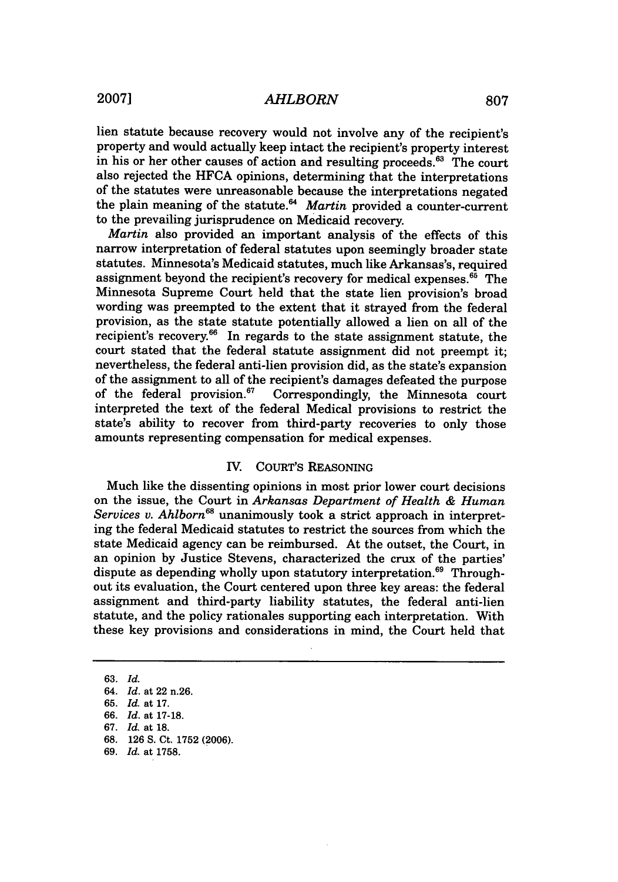lien statute because recovery would not involve any of the recipient's property and would actually keep intact the recipient's property interest in his or her other causes of action and resulting proceeds.[63] The court also rejected the HFCA opinions, determining that the interpretations of the statutes were unreasonable because the interpretations negated the plain meaning of the statute.[64] *Martin* provided a counter-current to the prevailing jurisprudence on Medicaid recovery.

*Martin* also provided an important analysis of the effects of this narrow interpretation of federal statutes upon seemingly broader state statutes. Minnesota's Medicaid statutes, much like Arkansas's, required assignment beyond the recipient's recovery for medical expenses.[65] The Minnesota Supreme Court held that the state lien provision's broad wording was preempted to the extent that it strayed from the federal provision, as the state statute potentially allowed a lien on all of the recipient's recovery.[66] In regards to the state assignment statute, the court stated that the federal statute assignment did not preempt it; nevertheless, the federal anti-lien provision did, as the state's expansion of the assignment to all of the recipient's damages defeated the purpose of the federal provision.[67] Correspondingly, the Minnesota court interpreted the text of the federal Medical provisions to restrict the state's ability to recover from third-party recoveries to only those amounts representing compensation for medical expenses.

## IV. COURT'S REASONING

Much like the dissenting opinions in most prior lower court decisions on the issue, the Court in *Arkansas Department of Health & Human Services v. Ahlborn*[68] unanimously took a strict approach in interpreting the federal Medicaid statutes to restrict the sources from which the state Medicaid agency can be reimbursed. At the outset, the Court, in an opinion by Justice Stevens, characterized the crux of the parties' dispute as depending wholly upon statutory interpretation.[69] Throughout its evaluation, the Court centered upon three key areas: the federal assignment and third-party liability statutes, the federal anti-lien statute, and the policy rationales supporting each interpretation. With these key provisions and considerations in mind, the Court held that

---

63. *Id.*
64. *Id.* at 22 n.26.
65. *Id.* at 17.
66. *Id.* at 17-18.
67. *Id.* at 18.
68. 126 S. Ct. 1752 (2006).
69. *Id.* at 1758.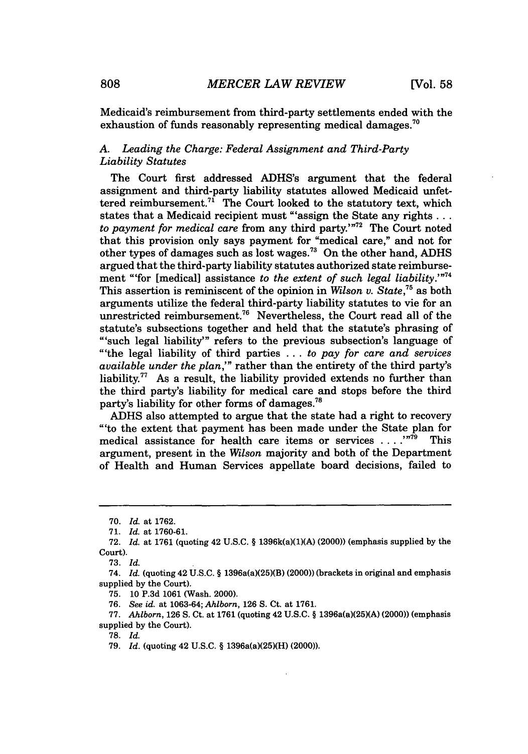Medicaid's reimbursement from third-party settlements ended with the exhaustion of funds reasonably representing medical damages.[70]

### *A. Leading the Charge: Federal Assignment and Third-Party Liability Statutes*

The Court first addressed ADHS's argument that the federal assignment and third-party liability statutes allowed Medicaid unfettered reimbursement.[71] The Court looked to the statutory text, which states that a Medicaid recipient must "'assign the State any rights . . . *to payment for medical care* from any third party.'"[72] The Court noted that this provision only says payment for "medical care," and not for other types of damages such as lost wages.[73] On the other hand, ADHS argued that the third-party liability statutes authorized state reimbursement "'for [medical] assistance *to the extent of such legal liability*.'"[74] This assertion is reminiscent of the opinion in *Wilson v. State*,[75] as both arguments utilize the federal third-party liability statutes to vie for an unrestricted reimbursement.[76] Nevertheless, the Court read all of the statute's subsections together and held that the statute's phrasing of "'such legal liability'" refers to the previous subsection's language of "'the legal liability of third parties . . . *to pay for care and services available under the plan*,'" rather than the entirety of the third party's liability.[77] As a result, the liability provided extends no further than the third party's liability for medical care and stops before the third party's liability for other forms of damages.[78]

ADHS also attempted to argue that the state had a right to recovery "'to the extent that payment has been made under the State plan for medical assistance for health care items or services . . . .'"[79] This argument, present in the *Wilson* majority and both of the Department of Health and Human Services appellate board decisions, failed to

---

70. *Id.* at 1762.

71. *Id.* at 1760-61.

72. *Id.* at 1761 (quoting 42 U.S.C. § 1396k(a)(1)(A) (2000)) (emphasis supplied by the Court).

73. *Id.*

74. *Id.* (quoting 42 U.S.C. § 1396a(a)(25)(B) (2000)) (brackets in original and emphasis supplied by the Court).

75. 10 P.3d 1061 (Wash. 2000).

76. *See id.* at 1063-64; *Ahlborn*, 126 S. Ct. at 1761.

77. *Ahlborn*, 126 S. Ct. at 1761 (quoting 42 U.S.C. § 1396a(a)(25)(A) (2000)) (emphasis supplied by the Court).

78. *Id.*

79. *Id.* (quoting 42 U.S.C. § 1396a(a)(25)(H) (2000)).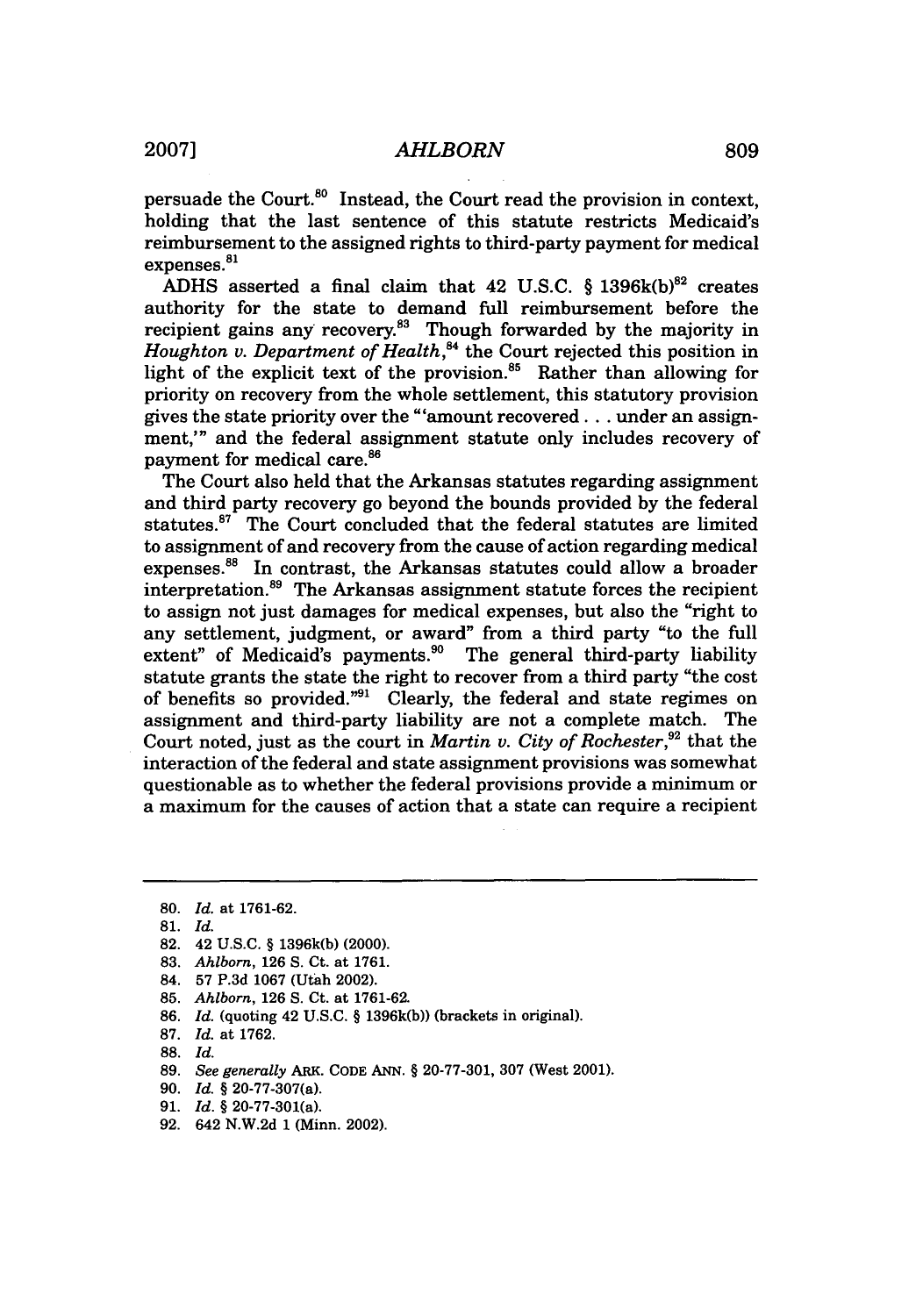persuade the Court.[80] Instead, the Court read the provision in context, holding that the last sentence of this statute restricts Medicaid's reimbursement to the assigned rights to third-party payment for medical expenses.[81]

ADHS asserted a final claim that 42 U.S.C. § 1396k(b)[82] creates authority for the state to demand full reimbursement before the recipient gains any recovery.[83] Though forwarded by the majority in *Houghton v. Department of Health*,[84] the Court rejected this position in light of the explicit text of the provision.[85] Rather than allowing for priority on recovery from the whole settlement, this statutory provision gives the state priority over the "'amount recovered . . . under an assignment,'" and the federal assignment statute only includes recovery of payment for medical care.[86]

The Court also held that the Arkansas statutes regarding assignment and third party recovery go beyond the bounds provided by the federal statutes.[87] The Court concluded that the federal statutes are limited to assignment of and recovery from the cause of action regarding medical expenses.[88] In contrast, the Arkansas statutes could allow a broader interpretation.[89] The Arkansas assignment statute forces the recipient to assign not just damages for medical expenses, but also the "right to any settlement, judgment, or award" from a third party "to the full extent" of Medicaid's payments.[90] The general third-party liability statute grants the state the right to recover from a third party "the cost of benefits so provided."[91] Clearly, the federal and state regimes on assignment and third-party liability are not a complete match. The Court noted, just as the court in *Martin v. City of Rochester*,[92] that the interaction of the federal and state assignment provisions was somewhat questionable as to whether the federal provisions provide a minimum or a maximum for the causes of action that a state can require a recipient

---

80. *Id.* at 1761-62.
81. *Id.*
82. 42 U.S.C. § 1396k(b) (2000).
83. *Ahlborn*, 126 S. Ct. at 1761.
84. 57 P.3d 1067 (Utah 2002).
85. *Ahlborn*, 126 S. Ct. at 1761-62.
86. *Id.* (quoting 42 U.S.C. § 1396k(b)) (brackets in original).
87. *Id.* at 1762.
88. *Id.*
89. *See generally* ARK. CODE ANN. § 20-77-301, 307 (West 2001).
90. *Id.* § 20-77-307(a).
91. *Id.* § 20-77-301(a).
92. 642 N.W.2d 1 (Minn. 2002).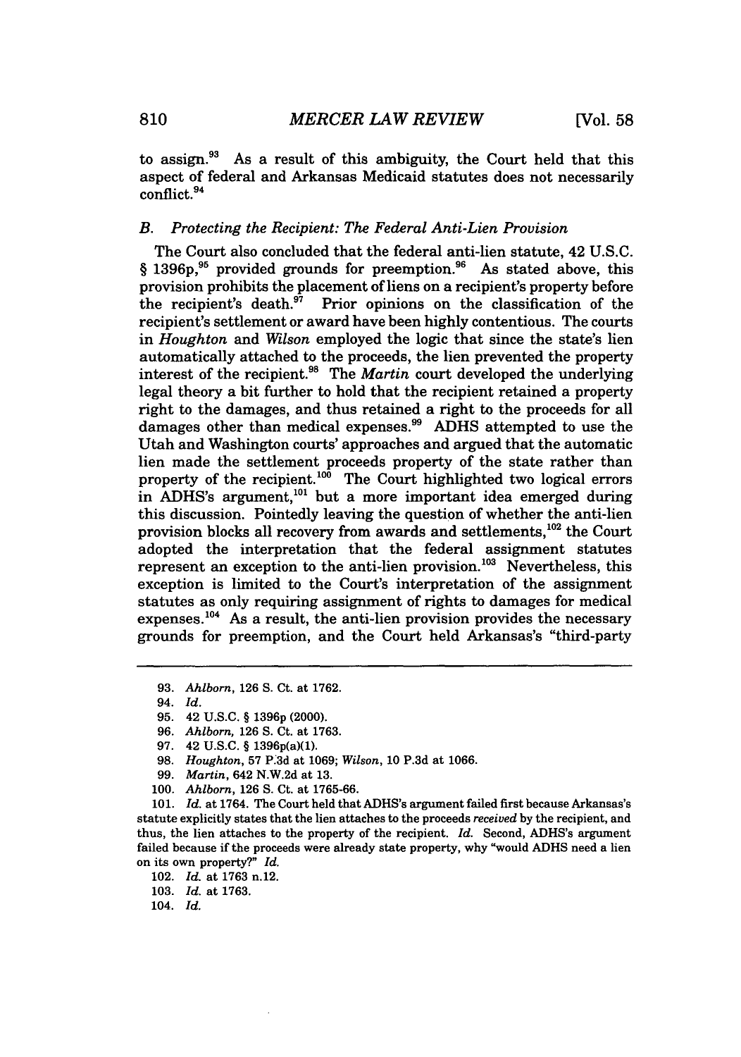to assign.[93] As a result of this ambiguity, the Court held that this aspect of federal and Arkansas Medicaid statutes does not necessarily conflict.[94]

### *B. Protecting the Recipient: The Federal Anti-Lien Provision*

The Court also concluded that the federal anti-lien statute, 42 U.S.C. § 1396p,[95] provided grounds for preemption.[96] As stated above, this provision prohibits the placement of liens on a recipient's property before the recipient's death.[97] Prior opinions on the classification of the recipient's settlement or award have been highly contentious. The courts in *Houghton* and *Wilson* employed the logic that since the state's lien automatically attached to the proceeds, the lien prevented the property interest of the recipient.[98] The *Martin* court developed the underlying legal theory a bit further to hold that the recipient retained a property right to the damages, and thus retained a right to the proceeds for all damages other than medical expenses.[99] ADHS attempted to use the Utah and Washington courts' approaches and argued that the automatic lien made the settlement proceeds property of the state rather than property of the recipient.[100] The Court highlighted two logical errors in ADHS's argument,[101] but a more important idea emerged during this discussion. Pointedly leaving the question of whether the anti-lien provision blocks all recovery from awards and settlements,[102] the Court adopted the interpretation that the federal assignment statutes represent an exception to the anti-lien provision.[103] Nevertheless, this exception is limited to the Court's interpretation of the assignment statutes as only requiring assignment of rights to damages for medical expenses.[104] As a result, the anti-lien provision provides the necessary grounds for preemption, and the Court held Arkansas's "third-party

---

93. *Ahlborn*, 126 S. Ct. at 1762.

94. *Id.*

95. 42 U.S.C. § 1396p (2000).

96. *Ahlborn*, 126 S. Ct. at 1763.

97. 42 U.S.C. § 1396p(a)(1).

98. *Houghton*, 57 P.3d at 1069; *Wilson*, 10 P.3d at 1066.

99. *Martin*, 642 N.W.2d at 13.

100. *Ahlborn*, 126 S. Ct. at 1765-66.

101. *Id.* at 1764. The Court held that ADHS's argument failed first because Arkansas's statute explicitly states that the lien attaches to the proceeds *received* by the recipient, and thus, the lien attaches to the property of the recipient. *Id.* Second, ADHS's argument failed because if the proceeds were already state property, why "would ADHS need a lien on its own property?" *Id.*

102. *Id.* at 1763 n.12.

103. *Id.* at 1763.

104. *Id.*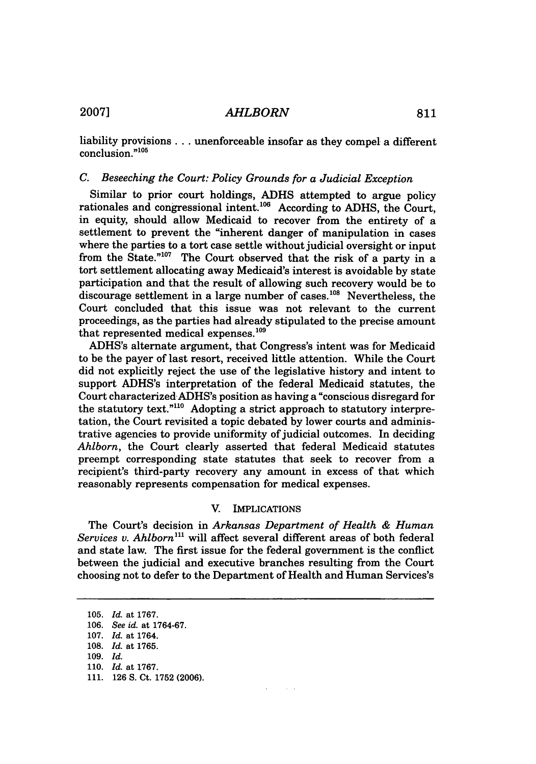liability provisions . . . unenforceable insofar as they compel a different conclusion."[105]

### C. *Beseeching the Court: Policy Grounds for a Judicial Exception*

Similar to prior court holdings, ADHS attempted to argue policy rationales and congressional intent.[106] According to ADHS, the Court, in equity, should allow Medicaid to recover from the entirety of a settlement to prevent the "inherent danger of manipulation in cases where the parties to a tort case settle without judicial oversight or input from the State."[107] The Court observed that the risk of a party in a tort settlement allocating away Medicaid's interest is avoidable by state participation and that the result of allowing such recovery would be to discourage settlement in a large number of cases.[108] Nevertheless, the Court concluded that this issue was not relevant to the current proceedings, as the parties had already stipulated to the precise amount that represented medical expenses.[109]

ADHS's alternate argument, that Congress's intent was for Medicaid to be the payer of last resort, received little attention. While the Court did not explicitly reject the use of the legislative history and intent to support ADHS's interpretation of the federal Medicaid statutes, the Court characterized ADHS's position as having a "conscious disregard for the statutory text."[110] Adopting a strict approach to statutory interpretation, the Court revisited a topic debated by lower courts and administrative agencies to provide uniformity of judicial outcomes. In deciding *Ahlborn*, the Court clearly asserted that federal Medicaid statutes preempt corresponding state statutes that seek to recover from a recipient's third-party recovery any amount in excess of that which reasonably represents compensation for medical expenses.

## V. IMPLICATIONS

The Court's decision in *Arkansas Department of Health & Human Services v. Ahlborn*[111] will affect several different areas of both federal and state law. The first issue for the federal government is the conflict between the judicial and executive branches resulting from the Court choosing not to defer to the Department of Health and Human Services's

---

105. *Id.* at 1767.
106. *See id.* at 1764-67.
107. *Id.* at 1764.
108. *Id.* at 1765.
109. *Id.*
110. *Id.* at 1767.
111. 126 S. Ct. 1752 (2006).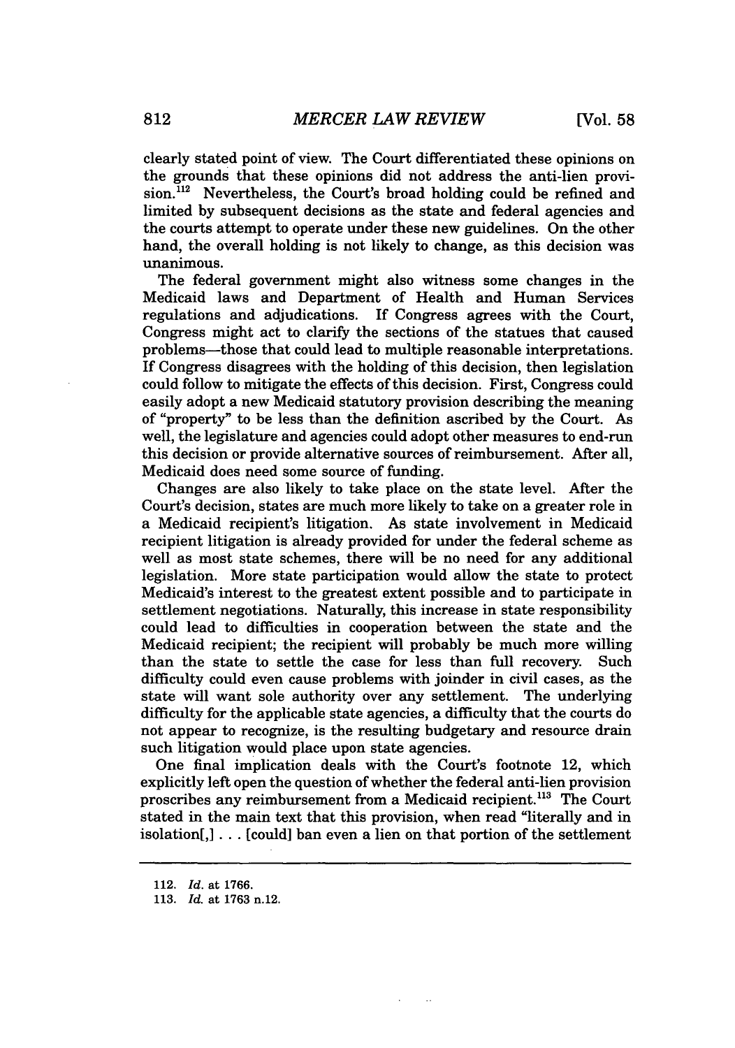clearly stated point of view. The Court differentiated these opinions on the grounds that these opinions did not address the anti-lien provision.[112] Nevertheless, the Court's broad holding could be refined and limited by subsequent decisions as the state and federal agencies and the courts attempt to operate under these new guidelines. On the other hand, the overall holding is not likely to change, as this decision was unanimous.

The federal government might also witness some changes in the Medicaid laws and Department of Health and Human Services regulations and adjudications. If Congress agrees with the Court, Congress might act to clarify the sections of the statues that caused problems—those that could lead to multiple reasonable interpretations. If Congress disagrees with the holding of this decision, then legislation could follow to mitigate the effects of this decision. First, Congress could easily adopt a new Medicaid statutory provision describing the meaning of "property" to be less than the definition ascribed by the Court. As well, the legislature and agencies could adopt other measures to end-run this decision or provide alternative sources of reimbursement. After all, Medicaid does need some source of funding.

Changes are also likely to take place on the state level. After the Court's decision, states are much more likely to take on a greater role in a Medicaid recipient's litigation. As state involvement in Medicaid recipient litigation is already provided for under the federal scheme as well as most state schemes, there will be no need for any additional legislation. More state participation would allow the state to protect Medicaid's interest to the greatest extent possible and to participate in settlement negotiations. Naturally, this increase in state responsibility could lead to difficulties in cooperation between the state and the Medicaid recipient; the recipient will probably be much more willing than the state to settle the case for less than full recovery. Such difficulty could even cause problems with joinder in civil cases, as the state will want sole authority over any settlement. The underlying difficulty for the applicable state agencies, a difficulty that the courts do not appear to recognize, is the resulting budgetary and resource drain such litigation would place upon state agencies.

One final implication deals with the Court's footnote 12, which explicitly left open the question of whether the federal anti-lien provision proscribes any reimbursement from a Medicaid recipient.[113] The Court stated in the main text that this provision, when read "literally and in isolation[,] . . . [could] ban even a lien on that portion of the settlement

---

112. *Id.* at 1766.

113. *Id.* at 1763 n.12.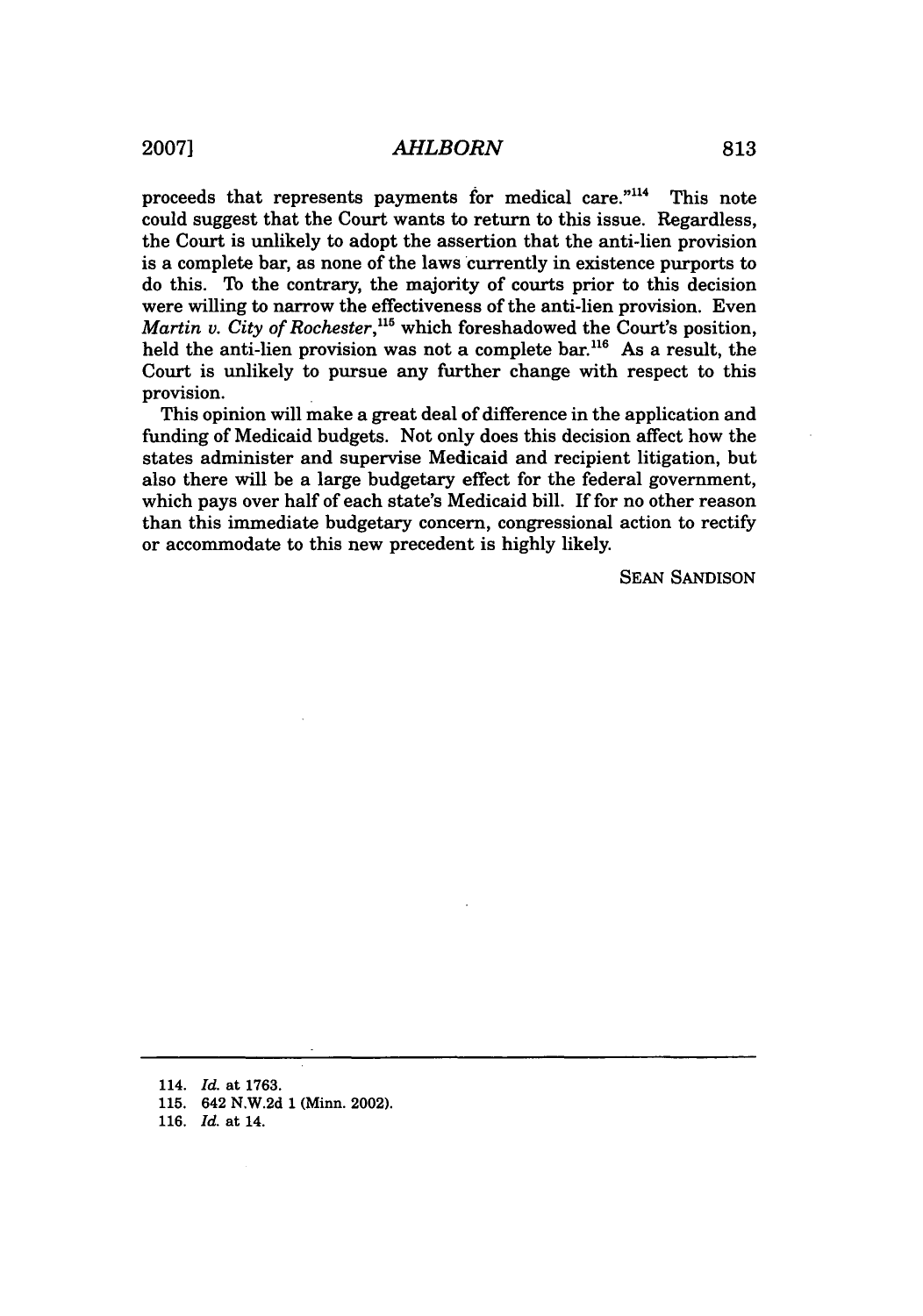proceeds that represents payments for medical care."[114] This note could suggest that the Court wants to return to this issue. Regardless, the Court is unlikely to adopt the assertion that the anti-lien provision is a complete bar, as none of the laws currently in existence purports to do this. To the contrary, the majority of courts prior to this decision were willing to narrow the effectiveness of the anti-lien provision. Even *Martin v. City of Rochester*,[115] which foreshadowed the Court's position, held the anti-lien provision was not a complete bar.[116] As a result, the Court is unlikely to pursue any further change with respect to this provision.

This opinion will make a great deal of difference in the application and funding of Medicaid budgets. Not only does this decision affect how the states administer and supervise Medicaid and recipient litigation, but also there will be a large budgetary effect for the federal government, which pays over half of each state's Medicaid bill. If for no other reason than this immediate budgetary concern, congressional action to rectify or accommodate to this new precedent is highly likely.

SEAN SANDISON

---

114. *Id.* at 1763.

115. 642 N.W.2d 1 (Minn. 2002).

116. *Id.* at 14.